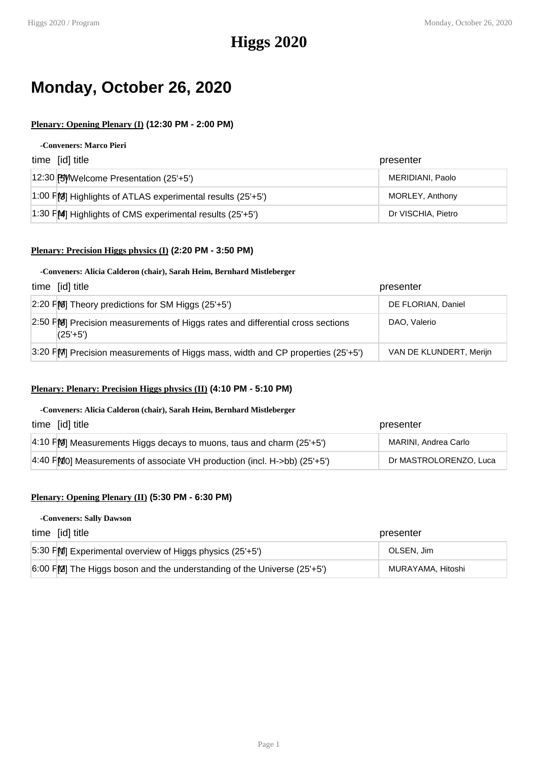# Higgs 2020

## Monday, October 26, 2020

### **Plenary: Opening Plenary (I)** (12:30 PM - 2:00 PM)

**-Conveners: Marco Pieri**

| time | [id] title | presenter |
| --- | --- | --- |
| 12:30 PM | [5] Welcome Presentation (25'+5') | MERIDIANI, Paolo |
| 1:00 PM | [3] Highlights of ATLAS experimental results (25'+5') | MORLEY, Anthony |
| 1:30 PM | [4] Highlights of CMS experimental results (25'+5') | Dr VISCHIA, Pietro |

### **Plenary: Precision Higgs physics (I)** (2:20 PM - 3:50 PM)

**-Conveners: Alicia Calderon (chair), Sarah Heim, Bernhard Mistleberger**

| time | [id] title | presenter |
| --- | --- | --- |
| 2:20 PM | [6] Theory predictions for SM Higgs (25'+5') | DE FLORIAN, Daniel |
| 2:50 PM | [8] Precision measurements of Higgs rates and differential cross sections (25'+5') | DAO, Valerio |
| 3:20 PM | [7] Precision measurements of Higgs mass, width and CP properties (25'+5') | VAN DE KLUNDERT, Merijn |

### **Plenary: Plenary: Precision Higgs physics (II)** (4:10 PM - 5:10 PM)

**-Conveners: Alicia Calderon (chair), Sarah Heim, Bernhard Mistleberger**

| time | [id] title | presenter |
| --- | --- | --- |
| 4:10 PM | [9] Measurements Higgs decays to muons, taus and charm (25'+5') | MARINI, Andrea Carlo |
| 4:40 PM | [10] Measurements of associate VH production (incl. H->bb) (25'+5') | Dr MASTROLORENZO, Luca |

### **Plenary: Opening Plenary (II)** (5:30 PM - 6:30 PM)

**-Conveners: Sally Dawson**

| time | [id] title | presenter |
| --- | --- | --- |
| 5:30 PM | [1] Experimental overview of Higgs physics (25'+5') | OLSEN, Jim |
| 6:00 PM | [2] The Higgs boson and the understanding of the Universe (25'+5') | MURAYAMA, Hitoshi |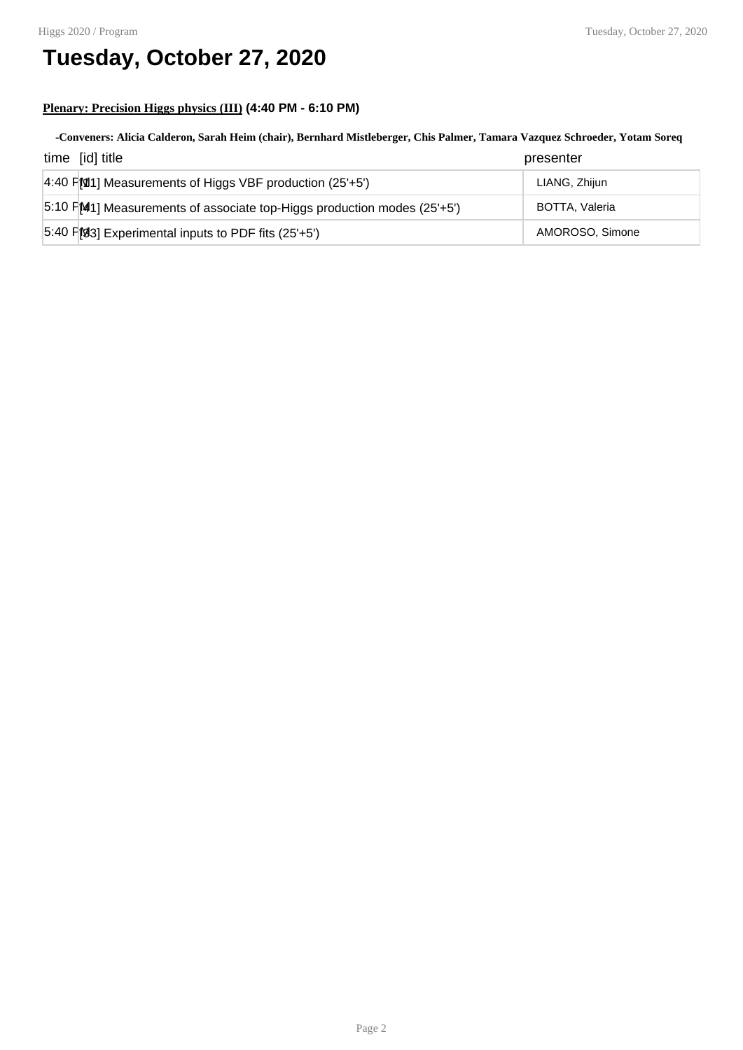# Tuesday, October 27, 2020

**Plenary: Precision Higgs physics (III)** **(4:40 PM - 6:10 PM)**

**-Conveners: Alicia Calderon, Sarah Heim (chair), Bernhard Mistleberger, Chis Palmer, Tamara Vazquez Schroeder, Yotam Soreq**

| time | [id] title | presenter |
|---|---|---|
| 4:40 PM | [21] Measurements of Higgs VBF production (25'+5') | LIANG, Zhijun |
| 5:10 PM | [41] Measurements of associate top-Higgs production modes (25'+5') | BOTTA, Valeria |
| 5:40 PM | [33] Experimental inputs to PDF fits (25'+5') | AMOROSO, Simone |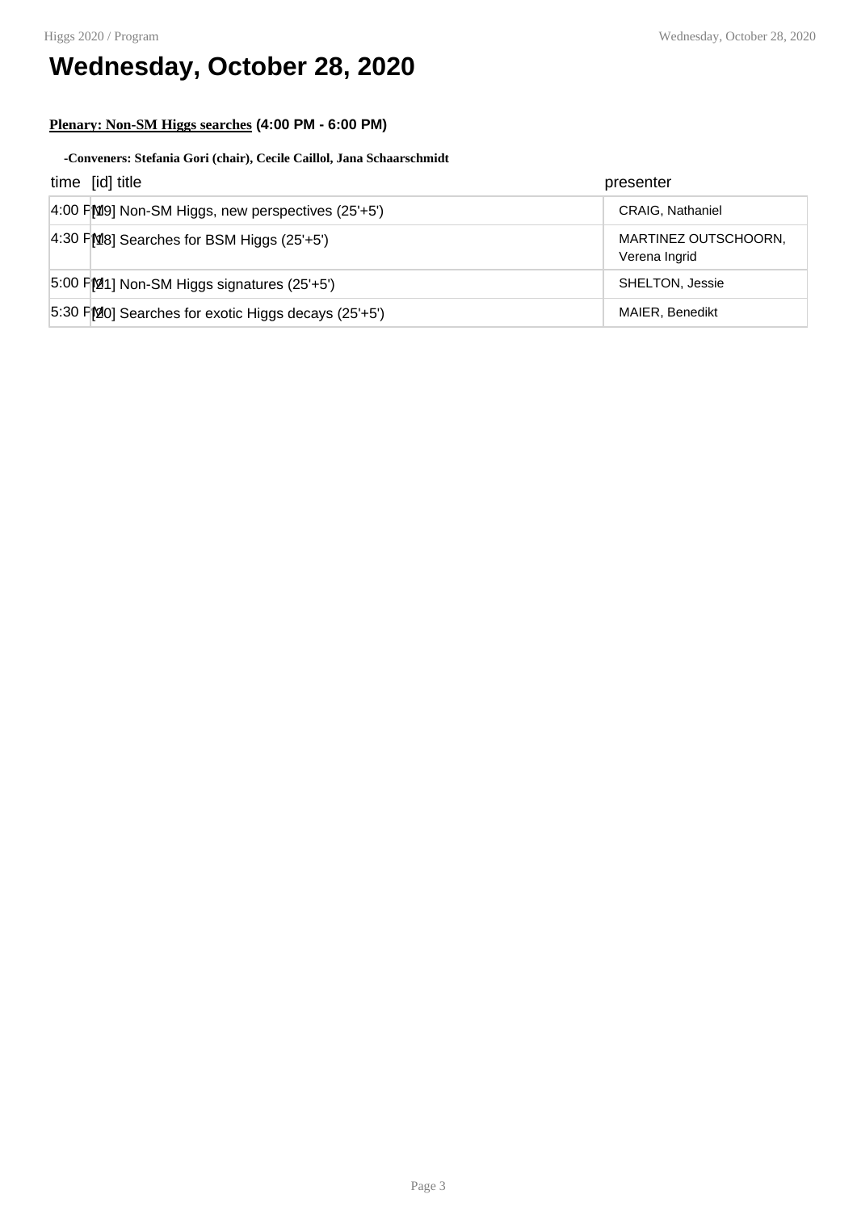# Wednesday, October 28, 2020

**Plenary: Non-SM Higgs searches** **(4:00 PM - 6:00 PM)**

**-Conveners: Stefania Gori (chair), Cecile Caillol, Jana Schaarschmidt**

| time | [id] title | presenter |
| --- | --- | --- |
| 4:00 PM | [19] Non-SM Higgs, new perspectives (25'+5') | CRAIG, Nathaniel |
| 4:30 PM | [18] Searches for BSM Higgs (25'+5') | MARTINEZ OUTSCHOORN, Verena Ingrid |
| 5:00 PM | [21] Non-SM Higgs signatures (25'+5') | SHELTON, Jessie |
| 5:30 PM | [20] Searches for exotic Higgs decays (25'+5') | MAIER, Benedikt |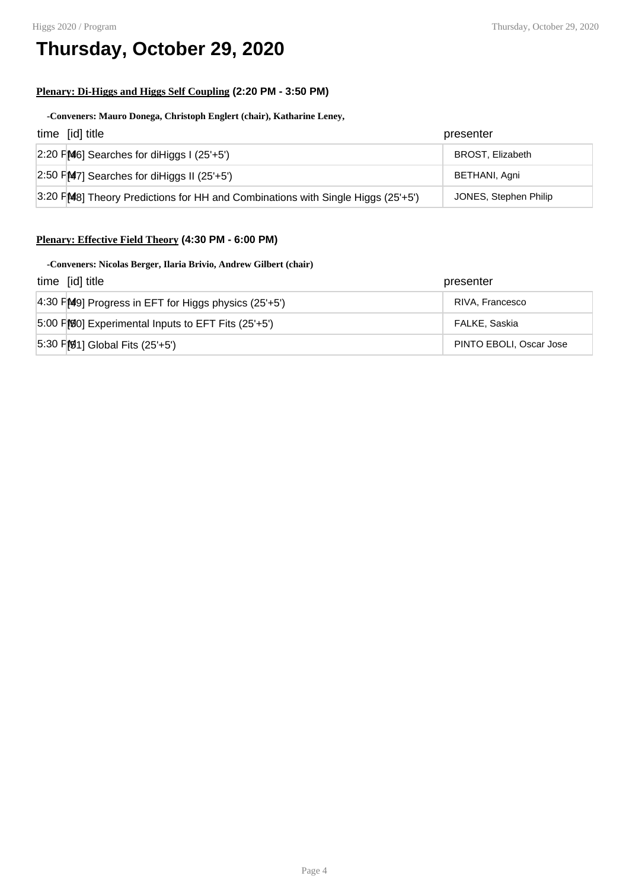# Thursday, October 29, 2020

**Plenary: Di-Higgs and Higgs Self Coupling (2:20 PM - 3:50 PM)**

**-Conveners: Mauro Donega, Christoph Englert (chair), Katharine Leney,**

| time | [id] title | presenter |
| --- | --- | --- |
| 2:20 PM | [46] Searches for diHiggs I (25'+5') | BROST, Elizabeth |
| 2:50 PM | [47] Searches for diHiggs II (25'+5') | BETHANI, Agni |
| 3:20 PM | [48] Theory Predictions for HH and Combinations with Single Higgs (25'+5') | JONES, Stephen Philip |

**Plenary: Effective Field Theory (4:30 PM - 6:00 PM)**

**-Conveners: Nicolas Berger, Ilaria Brivio, Andrew Gilbert (chair)**

| time | [id] title | presenter |
| --- | --- | --- |
| 4:30 PM | [49] Progress in EFT for Higgs physics (25'+5') | RIVA, Francesco |
| 5:00 PM | [50] Experimental Inputs to EFT Fits (25'+5') | FALKE, Saskia |
| 5:30 PM | [51] Global Fits (25'+5') | PINTO EBOLI, Oscar Jose |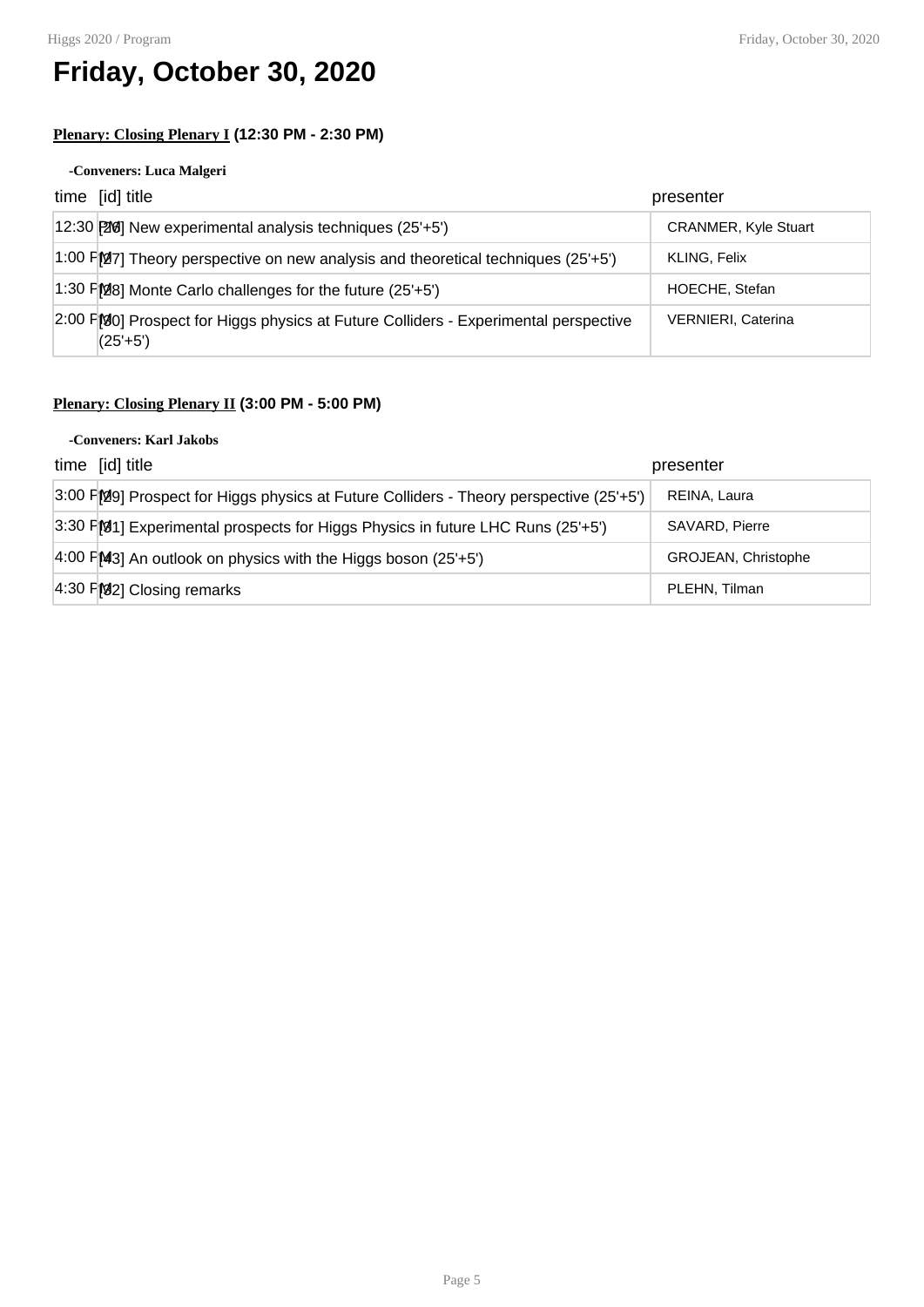# Friday, October 30, 2020

**Plenary: Closing Plenary I (12:30 PM - 2:30 PM)**

**-Conveners: Luca Malgeri**

| time | [id] title | presenter |
| --- | --- | --- |
| 12:30 PM | [26] New experimental analysis techniques (25'+5') | CRANMER, Kyle Stuart |
| 1:00 PM | [27] Theory perspective on new analysis and theoretical techniques (25'+5') | KLING, Felix |
| 1:30 PM | [28] Monte Carlo challenges for the future (25'+5') | HOECHE, Stefan |
| 2:00 PM | [30] Prospect for Higgs physics at Future Colliders - Experimental perspective (25'+5') | VERNIERI, Caterina |

**Plenary: Closing Plenary II (3:00 PM - 5:00 PM)**

**-Conveners: Karl Jakobs**

| time | [id] title | presenter |
| --- | --- | --- |
| 3:00 PM | [29] Prospect for Higgs physics at Future Colliders - Theory perspective (25'+5') | REINA, Laura |
| 3:30 PM | [31] Experimental prospects for Higgs Physics in future LHC Runs (25'+5') | SAVARD, Pierre |
| 4:00 PM | [43] An outlook on physics with the Higgs boson (25'+5') | GROJEAN, Christophe |
| 4:30 PM | [32] Closing remarks | PLEHN, Tilman |